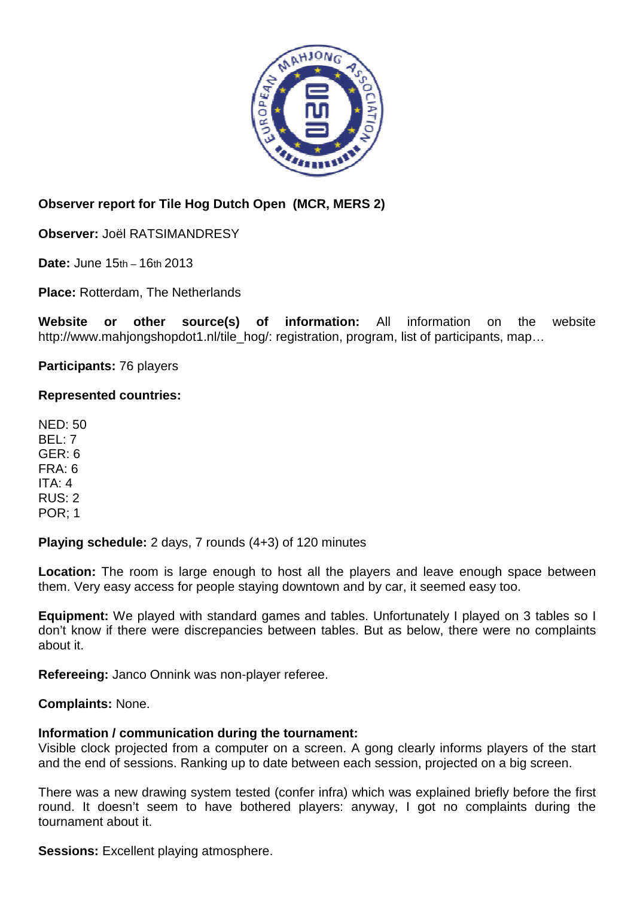**Observer report for Tile Hog Dutch Open (MCR, MERS 2)**

**Observer:** Joël RATSIMANDRESY

**Date:** June 15th – 16th 2013

**Place:** Rotterdam, The Netherlands

**Website or other source(s) of information:** All information on the website http://www.mahjongshopdot1.nl/tile_hog/: registration, program, list of participants, map…

**Participants:** 76 players

**Represented countries:**

NED: 50
BEL: 7
GER: 6
FRA: 6
ITA: 4
RUS: 2
POR; 1

**Playing schedule:** 2 days, 7 rounds (4+3) of 120 minutes

**Location:** The room is large enough to host all the players and leave enough space between them. Very easy access for people staying downtown and by car, it seemed easy too.

**Equipment:** We played with standard games and tables. Unfortunately I played on 3 tables so I don't know if there were discrepancies between tables. But as below, there were no complaints about it.

**Refereeing:** Janco Onnink was non-player referee.

**Complaints:** None.

**Information / communication during the tournament:**
Visible clock projected from a computer on a screen. A gong clearly informs players of the start and the end of sessions. Ranking up to date between each session, projected on a big screen.

There was a new drawing system tested (confer infra) which was explained briefly before the first round. It doesn't seem to have bothered players: anyway, I got no complaints during the tournament about it.

**Sessions:** Excellent playing atmosphere.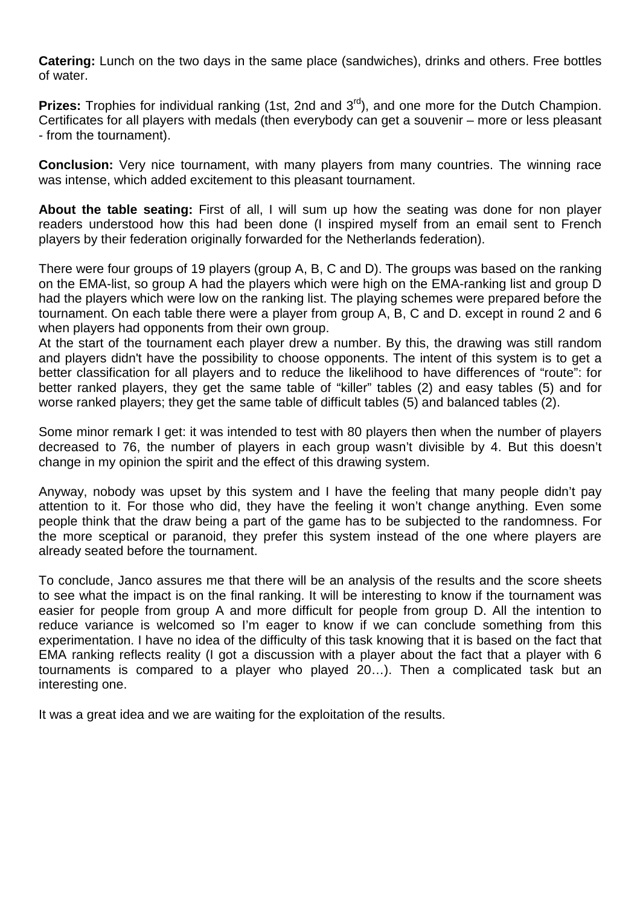**Catering:** Lunch on the two days in the same place (sandwiches), drinks and others. Free bottles of water.

**Prizes:** Trophies for individual ranking (1st, 2nd and 3rd), and one more for the Dutch Champion. Certificates for all players with medals (then everybody can get a souvenir – more or less pleasant - from the tournament).

**Conclusion:** Very nice tournament, with many players from many countries. The winning race was intense, which added excitement to this pleasant tournament.

**About the table seating:** First of all, I will sum up how the seating was done for non player readers understood how this had been done (I inspired myself from an email sent to French players by their federation originally forwarded for the Netherlands federation).

There were four groups of 19 players (group A, B, C and D). The groups was based on the ranking on the EMA-list, so group A had the players which were high on the EMA-ranking list and group D had the players which were low on the ranking list. The playing schemes were prepared before the tournament. On each table there were a player from group A, B, C and D. except in round 2 and 6 when players had opponents from their own group.
At the start of the tournament each player drew a number. By this, the drawing was still random and players didn't have the possibility to choose opponents. The intent of this system is to get a better classification for all players and to reduce the likelihood to have differences of "route": for better ranked players, they get the same table of "killer" tables (2) and easy tables (5) and for worse ranked players; they get the same table of difficult tables (5) and balanced tables (2).

Some minor remark I get: it was intended to test with 80 players then when the number of players decreased to 76, the number of players in each group wasn't divisible by 4. But this doesn't change in my opinion the spirit and the effect of this drawing system.

Anyway, nobody was upset by this system and I have the feeling that many people didn't pay attention to it. For those who did, they have the feeling it won't change anything. Even some people think that the draw being a part of the game has to be subjected to the randomness. For the more sceptical or paranoid, they prefer this system instead of the one where players are already seated before the tournament.

To conclude, Janco assures me that there will be an analysis of the results and the score sheets to see what the impact is on the final ranking. It will be interesting to know if the tournament was easier for people from group A and more difficult for people from group D. All the intention to reduce variance is welcomed so I'm eager to know if we can conclude something from this experimentation. I have no idea of the difficulty of this task knowing that it is based on the fact that EMA ranking reflects reality (I got a discussion with a player about the fact that a player with 6 tournaments is compared to a player who played 20…). Then a complicated task but an interesting one.

It was a great idea and we are waiting for the exploitation of the results.